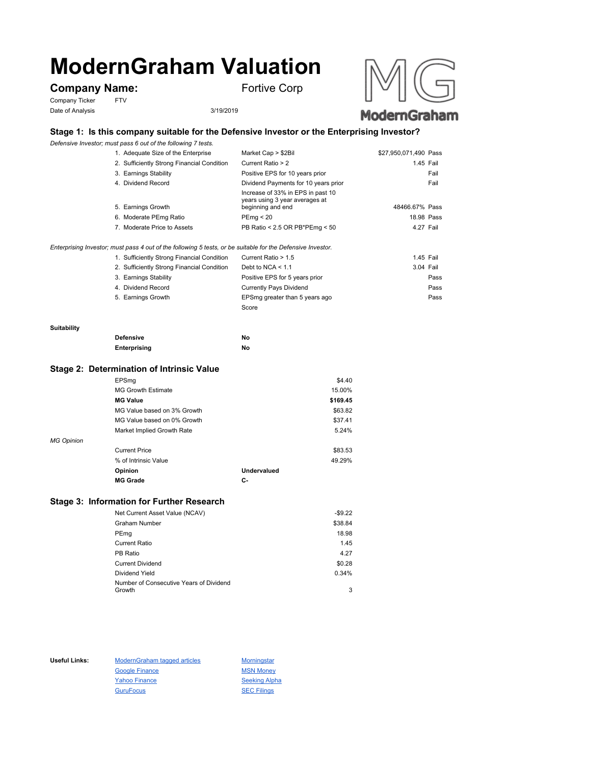# ModernGraham Valuation

**Company Name:** Fortive Corp

Company Ticker FTV

Date of Analysis 3/19/2019

## Stage 1: Is this company suitable for the Defensive Investor or the Enterprising Investor?

*Defensive Investor; must pass 6 out of the following 7 tests.*

| Test | Criterion | Value | Result |
|---|---|---|---|
| 1. Adequate Size of the Enterprise | Market Cap > $2Bil | $27,950,071,490 | Pass |
| 2. Sufficiently Strong Financial Condition | Current Ratio > 2 | 1.45 | Fail |
| 3. Earnings Stability | Positive EPS for 10 years prior | | Fail |
| 4. Dividend Record | Dividend Payments for 10 years prior | | Fail |
| 5. Earnings Growth | Increase of 33% in EPS in past 10 years using 3 year averages at beginning and end | 48466.67% | Pass |
| 6. Moderate PEmg Ratio | PEmg < 20 | 18.98 | Pass |
| 7. Moderate Price to Assets | PB Ratio < 2.5 OR PB*PEmg < 50 | 4.27 | Fail |

*Enterprising Investor; must pass 4 out of the following 5 tests, or be suitable for the Defensive Investor.*

| Test | Criterion | Value | Result |
|---|---|---|---|
| 1. Sufficiently Strong Financial Condition | Current Ratio > 1.5 | 1.45 | Fail |
| 2. Sufficiently Strong Financial Condition | Debt to NCA < 1.1 | 3.04 | Fail |
| 3. Earnings Stability | Positive EPS for 5 years prior | | Pass |
| 4. Dividend Record | Currently Pays Dividend | | Pass |
| 5. Earnings Growth | EPSmg greater than 5 years ago | | Pass |
| | Score | | |

**Suitability**

| | |
|---|---|
| **Defensive** | **No** |
| **Enterprising** | **No** |

## Stage 2: Determination of Intrinsic Value

| | |
|---|---|
| EPSmg | $4.40 |
| MG Growth Estimate | 15.00% |
| **MG Value** | **$169.45** |
| MG Value based on 3% Growth | $63.82 |
| MG Value based on 0% Growth | $37.41 |
| Market Implied Growth Rate | 5.24% |

*MG Opinion*

| | |
|---|---|
| Current Price | $83.53 |
| % of Intrinsic Value | 49.29% |
| **Opinion** | **Undervalued** |
| **MG Grade** | **C-** |

## Stage 3: Information for Further Research

| | |
|---|---|
| Net Current Asset Value (NCAV) | -$9.22 |
| Graham Number | $38.84 |
| PEmg | 18.98 |
| Current Ratio | 1.45 |
| PB Ratio | 4.27 |
| Current Dividend | $0.28 |
| Dividend Yield | 0.34% |
| Number of Consecutive Years of Dividend Growth | 3 |

**Useful Links:**

- ModernGraham tagged articles
- Morningstar
- Google Finance
- MSN Money
- Yahoo Finance
- Seeking Alpha
- GuruFocus
- SEC Filings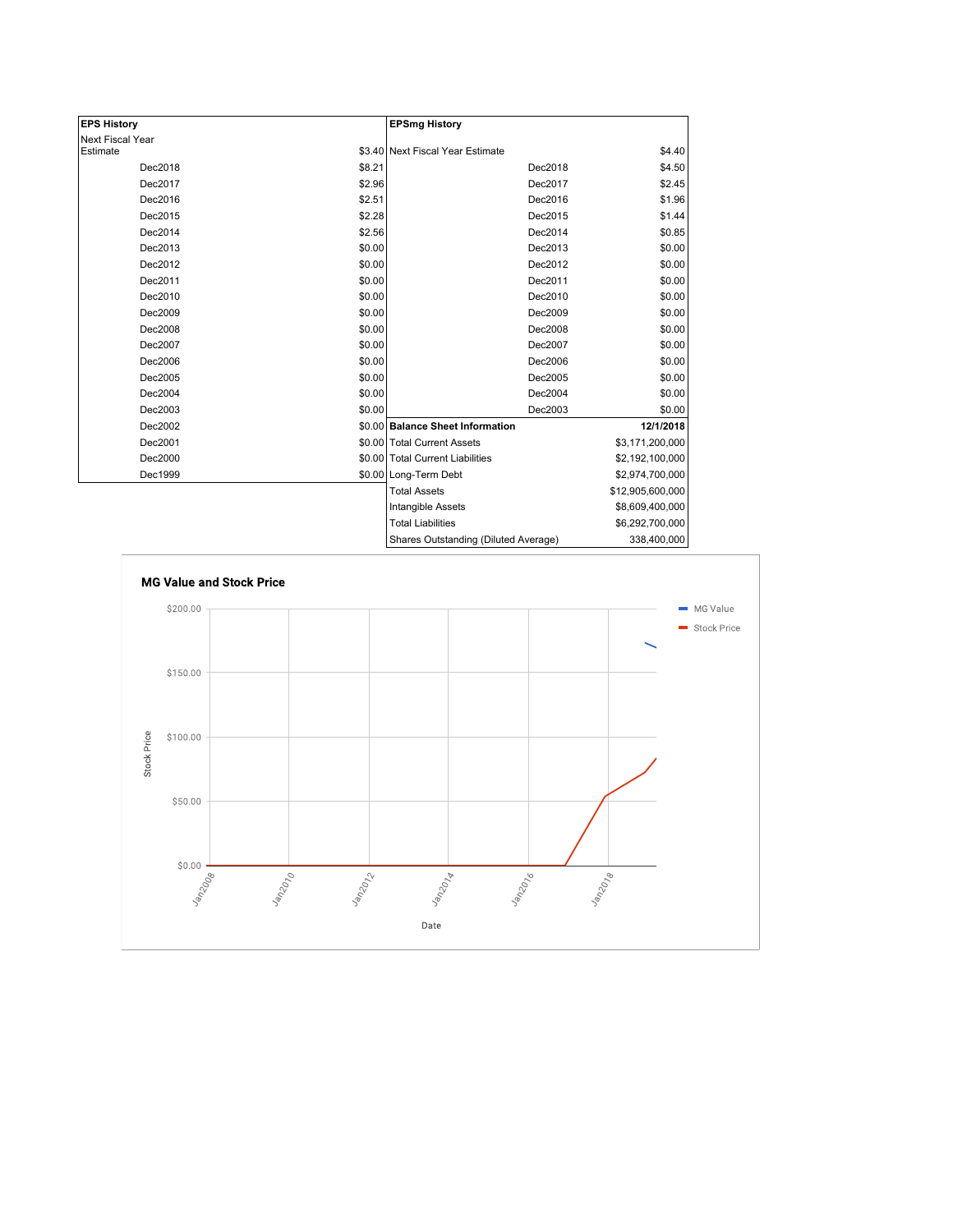| EPS History | |
|---|---|
| Next Fiscal Year Estimate | $3.40 |
| Dec2018 | $8.21 |
| Dec2017 | $2.96 |
| Dec2016 | $2.51 |
| Dec2015 | $2.28 |
| Dec2014 | $2.56 |
| Dec2013 | $0.00 |
| Dec2012 | $0.00 |
| Dec2011 | $0.00 |
| Dec2010 | $0.00 |
| Dec2009 | $0.00 |
| Dec2008 | $0.00 |
| Dec2007 | $0.00 |
| Dec2006 | $0.00 |
| Dec2005 | $0.00 |
| Dec2004 | $0.00 |
| Dec2003 | $0.00 |
| Dec2002 | $0.00 |
| Dec2001 | $0.00 |
| Dec2000 | $0.00 |
| Dec1999 | $0.00 |

| EPSmg History | |
|---|---|
| Next Fiscal Year Estimate | $4.40 |
| Dec2018 | $4.50 |
| Dec2017 | $2.45 |
| Dec2016 | $1.96 |
| Dec2015 | $1.44 |
| Dec2014 | $0.85 |
| Dec2013 | $0.00 |
| Dec2012 | $0.00 |
| Dec2011 | $0.00 |
| Dec2010 | $0.00 |
| Dec2009 | $0.00 |
| Dec2008 | $0.00 |
| Dec2007 | $0.00 |
| Dec2006 | $0.00 |
| Dec2005 | $0.00 |
| Dec2004 | $0.00 |
| Dec2003 | $0.00 |

| Balance Sheet Information | 12/1/2018 |
|---|---|
| Total Current Assets | $3,171,200,000 |
| Total Current Liabilities | $2,192,100,000 |
| Long-Term Debt | $2,974,700,000 |
| Total Assets | $12,905,600,000 |
| Intangible Assets | $8,609,400,000 |
| Total Liabilities | $6,292,700,000 |
| Shares Outstanding (Diluted Average) | 338,400,000 |

**MG Value and Stock Price**

Stock Price: $0.00, $50.00, $100.00, $150.00, $200.00

Date: Jan2008, Jan2010, Jan2012, Jan2014, Jan2016, Jan2018

MG Value, Stock Price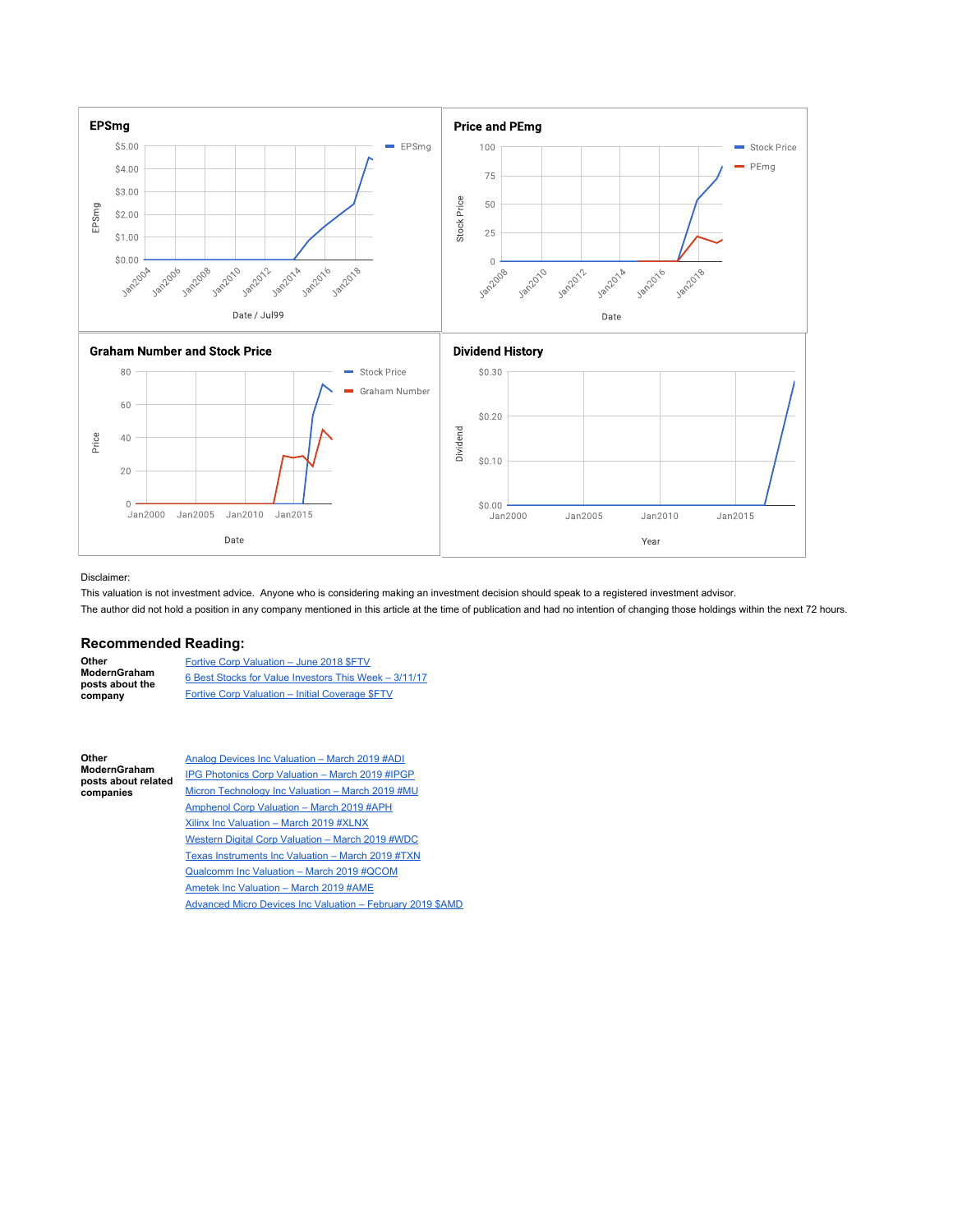**EPSmg**

EPSmg

$5.00
$4.00
$3.00
$2.00
$1.00
$0.00

Jan2004 Jan2006 Jan2008 Jan2010 Jan2012 Jan2014 Jan2016 Jan2018

Date / Jul99

EPSmg

**Price and PEmg**

Stock Price

100
75
50
25
0

Jan2008 Jan2010 Jan2012 Jan2014 Jan2016 Jan2018

Date

Stock Price
PEmg

**Graham Number and Stock Price**

Price

80
60
40
20
0

Jan2000 Jan2005 Jan2010 Jan2015

Date

Stock Price
Graham Number

**Dividend History**

Dividend

$0.30
$0.20
$0.10
$0.00

Jan2000 Jan2005 Jan2010 Jan2015

Year

Disclaimer:

This valuation is not investment advice. Anyone who is considering making an investment decision should speak to a registered investment advisor.

The author did not hold a position in any company mentioned in this article at the time of publication and had no intention of changing those holdings within the next 72 hours.

## Recommended Reading:

| | |
|---|---|
| **Other ModernGraham posts about the company** | Fortive Corp Valuation – June 2018 $FTV<br>6 Best Stocks for Value Investors This Week – 3/11/17<br>Fortive Corp Valuation – Initial Coverage $FTV |
| **Other ModernGraham posts about related companies** | Analog Devices Inc Valuation – March 2019 #ADI<br>IPG Photonics Corp Valuation – March 2019 #IPGP<br>Micron Technology Inc Valuation – March 2019 #MU<br>Amphenol Corp Valuation – March 2019 #APH<br>Xilinx Inc Valuation – March 2019 #XLNX<br>Western Digital Corp Valuation – March 2019 #WDC<br>Texas Instruments Inc Valuation – March 2019 #TXN<br>Qualcomm Inc Valuation – March 2019 #QCOM<br>Ametek Inc Valuation – March 2019 #AME<br>Advanced Micro Devices Inc Valuation – February 2019 $AMD |